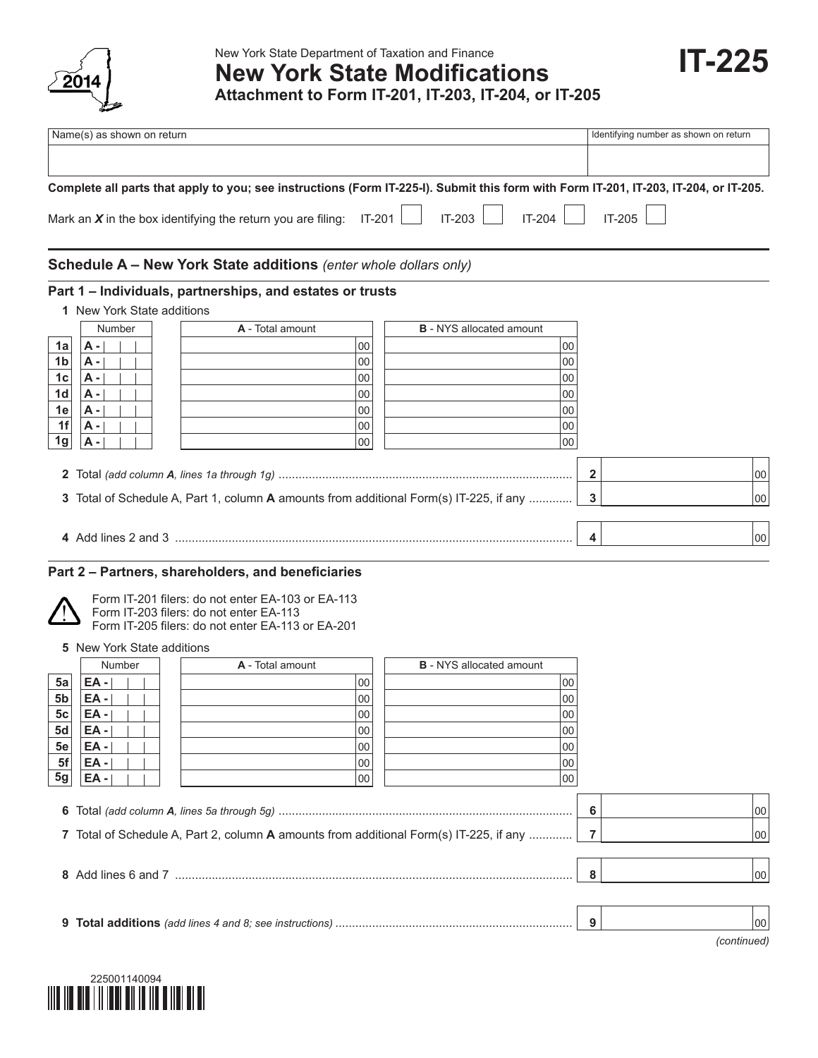2014

New York State Department of Taxation and Finance

# New York State Modifications

**Attachment to Form IT-201, IT-203, IT-204, or IT-205**

# IT-225

| Name(s) as shown on return | Identifying number as shown on return |
|---|---|
| | |

**Complete all parts that apply to you; see instructions (Form IT-225-I). Submit this form with Form IT-201, IT-203, IT-204, or IT-205.**

Mark an ***X*** in the box identifying the return you are filing: IT-201 ☐ IT-203 ☐ IT-204 ☐ IT-205 ☐

## Schedule A – New York State additions *(enter whole dollars only)*

### Part 1 – Individuals, partnerships, and estates or trusts

**1** New York State additions

| | Number | A - Total amount | B - NYS allocated amount |
|---|---|---|---|
| 1a | A - | 00 | 00 |
| 1b | A - | 00 | 00 |
| 1c | A - | 00 | 00 |
| 1d | A - | 00 | 00 |
| 1e | A - | 00 | 00 |
| 1f | A - | 00 | 00 |
| 1g | A - | 00 | 00 |

**2** Total *(add column **A**, lines 1a through 1g)* .......... **2** 00

**3** Total of Schedule A, Part 1, column **A** amounts from additional Form(s) IT-225, if any .......... **3** 00

**4** Add lines 2 and 3 .......... **4** 00

### Part 2 – Partners, shareholders, and beneficiaries

Form IT-201 filers: do not enter EA-103 or EA-113
Form IT-203 filers: do not enter EA-113
Form IT-205 filers: do not enter EA-113 or EA-201

**5** New York State additions

| | Number | A - Total amount | B - NYS allocated amount |
|---|---|---|---|
| 5a | EA - | 00 | 00 |
| 5b | EA - | 00 | 00 |
| 5c | EA - | 00 | 00 |
| 5d | EA - | 00 | 00 |
| 5e | EA - | 00 | 00 |
| 5f | EA - | 00 | 00 |
| 5g | EA - | 00 | 00 |

**6** Total *(add column **A**, lines 5a through 5g)* .......... **6** 00

**7** Total of Schedule A, Part 2, column **A** amounts from additional Form(s) IT-225, if any .......... **7** 00

**8** Add lines 6 and 7 .......... **8** 00

**9** **Total additions** *(add lines 4 and 8; see instructions)* .......... **9** 00

*(continued)*

225001140094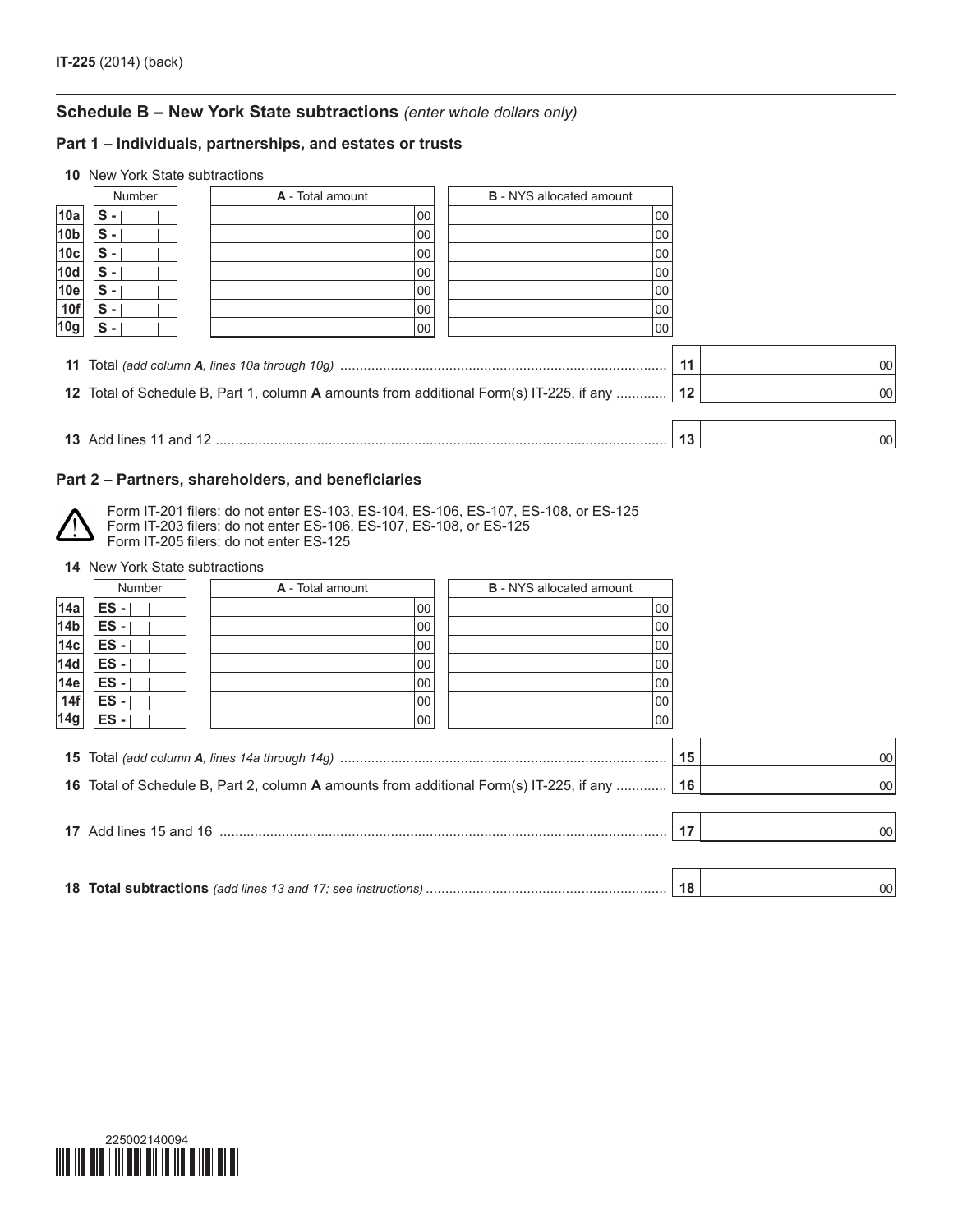## Schedule B – New York State subtractions *(enter whole dollars only)*

### Part 1 – Individuals, partnerships, and estates or trusts

**10** New York State subtractions

| | Number | A - Total amount | B - NYS allocated amount |
|---|---|---|---|
| **10a** | **S -** | 00 | 00 |
| **10b** | **S -** | 00 | 00 |
| **10c** | **S -** | 00 | 00 |
| **10d** | **S -** | 00 | 00 |
| **10e** | **S -** | 00 | 00 |
| **10f** | **S -** | 00 | 00 |
| **10g** | **S -** | 00 | 00 |

| | | |
|---|---|---|
| **11** Total *(add column **A**, lines 10a through 10g)* | **11** | 00 |
| **12** Total of Schedule B, Part 1, column **A** amounts from additional Form(s) IT-225, if any | **12** | 00 |
| **13** Add lines 11 and 12 | **13** | 00 |

### Part 2 – Partners, shareholders, and beneficiaries

Form IT-201 filers: do not enter ES-103, ES-104, ES-106, ES-107, ES-108, or ES-125
Form IT-203 filers: do not enter ES-106, ES-107, ES-108, or ES-125
Form IT-205 filers: do not enter ES-125

**14** New York State subtractions

| | Number | A - Total amount | B - NYS allocated amount |
|---|---|---|---|
| **14a** | **ES -** | 00 | 00 |
| **14b** | **ES -** | 00 | 00 |
| **14c** | **ES -** | 00 | 00 |
| **14d** | **ES -** | 00 | 00 |
| **14e** | **ES -** | 00 | 00 |
| **14f** | **ES -** | 00 | 00 |
| **14g** | **ES -** | 00 | 00 |

| | | |
|---|---|---|
| **15** Total *(add column **A**, lines 14a through 14g)* | **15** | 00 |
| **16** Total of Schedule B, Part 2, column **A** amounts from additional Form(s) IT-225, if any | **16** | 00 |
| **17** Add lines 15 and 16 | **17** | 00 |
| **18 Total subtractions** *(add lines 13 and 17; see instructions)* | **18** | 00 |

225002140094